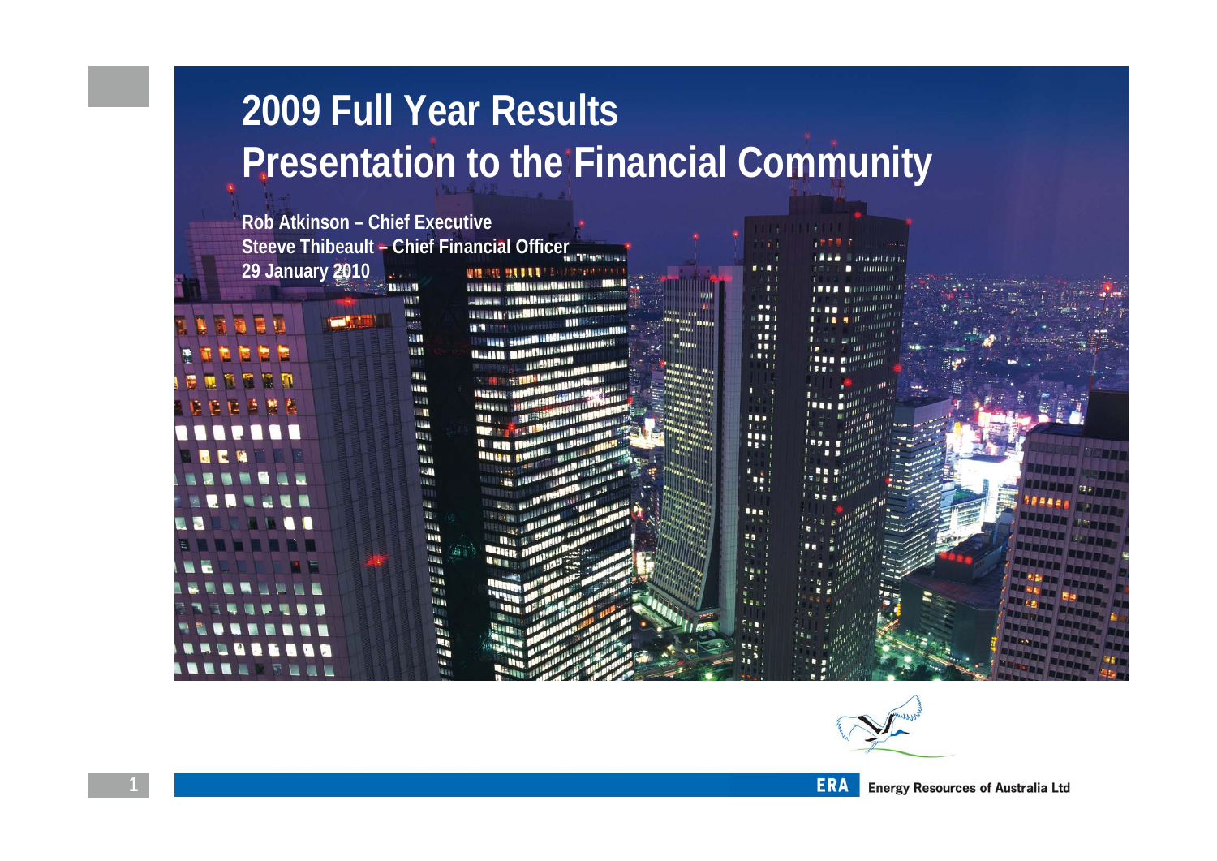# 2009 Full Year Results
# Presentation to the Financial Community

**Rob Atkinson – Chief Executive**
**Steeve Thibeault – Chief Financial Officer**
**29 January 2010**

ERA Energy Resources of Australia Ltd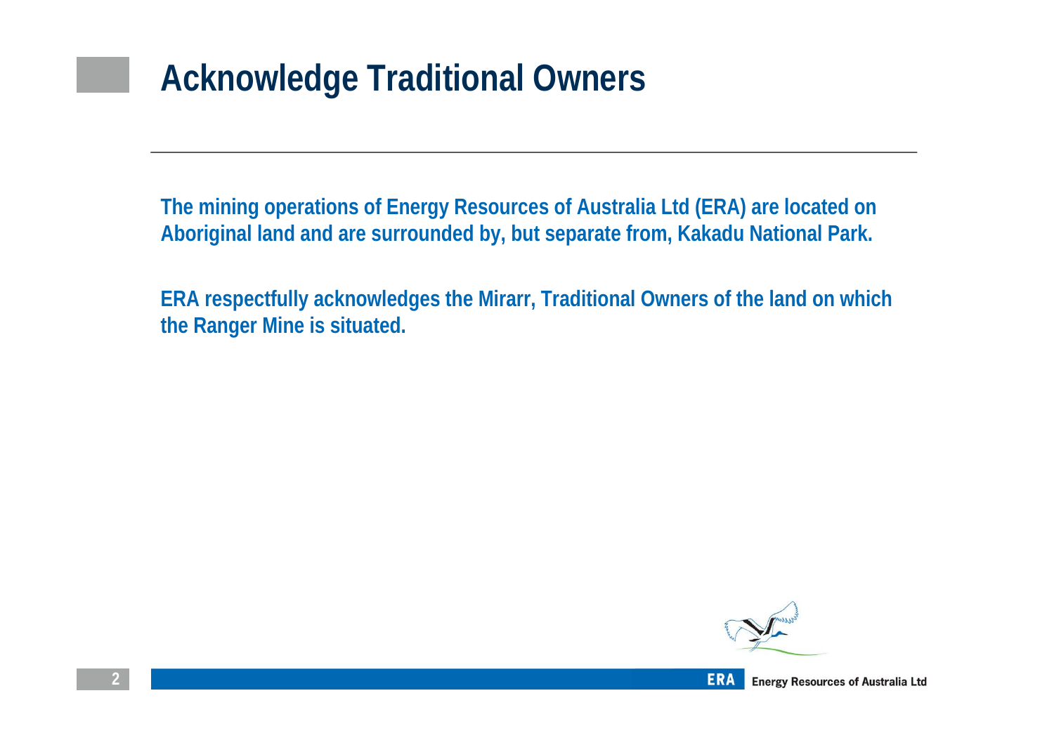# Acknowledge Traditional Owners

**The mining operations of Energy Resources of Australia Ltd (ERA) are located on Aboriginal land and are surrounded by, but separate from, Kakadu National Park.**

**ERA respectfully acknowledges the Mirarr, Traditional Owners of the land on which the Ranger Mine is situated.**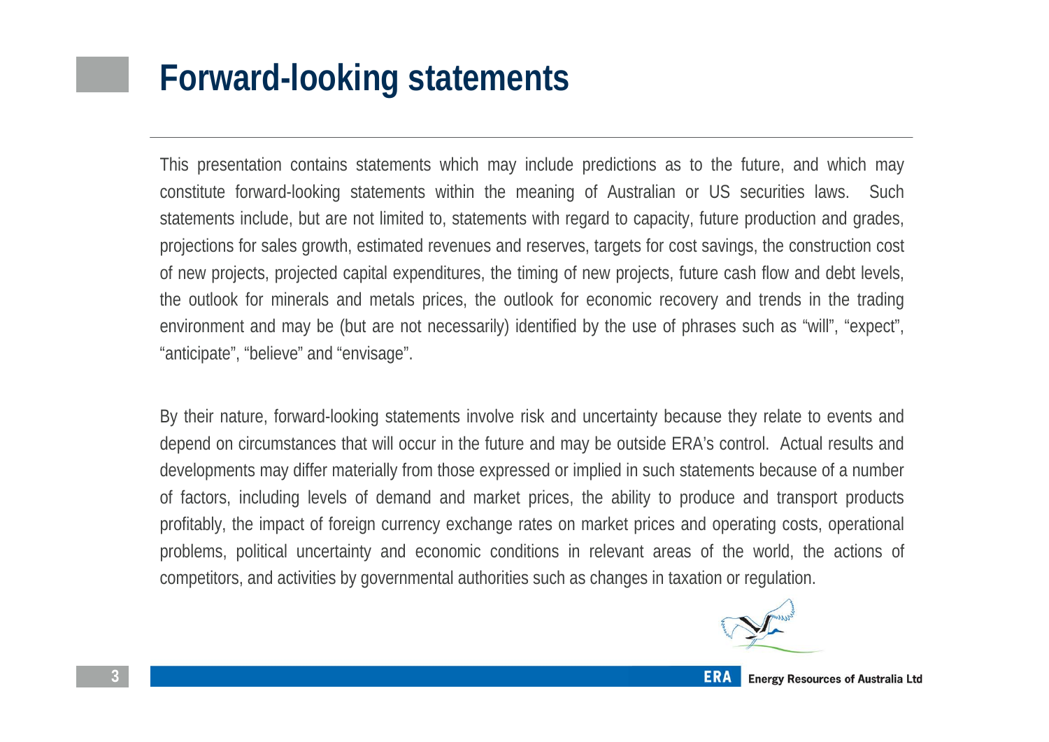# Forward-looking statements

This presentation contains statements which may include predictions as to the future, and which may constitute forward-looking statements within the meaning of Australian or US securities laws. Such statements include, but are not limited to, statements with regard to capacity, future production and grades, projections for sales growth, estimated revenues and reserves, targets for cost savings, the construction cost of new projects, projected capital expenditures, the timing of new projects, future cash flow and debt levels, the outlook for minerals and metals prices, the outlook for economic recovery and trends in the trading environment and may be (but are not necessarily) identified by the use of phrases such as "will", "expect", "anticipate", "believe" and "envisage".

By their nature, forward-looking statements involve risk and uncertainty because they relate to events and depend on circumstances that will occur in the future and may be outside ERA's control. Actual results and developments may differ materially from those expressed or implied in such statements because of a number of factors, including levels of demand and market prices, the ability to produce and transport products profitably, the impact of foreign currency exchange rates on market prices and operating costs, operational problems, political uncertainty and economic conditions in relevant areas of the world, the actions of competitors, and activities by governmental authorities such as changes in taxation or regulation.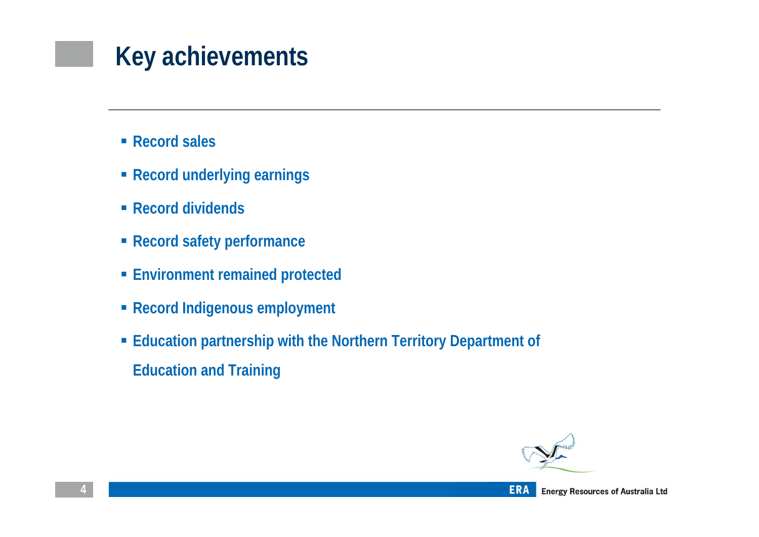# Key achievements

- Record sales
- Record underlying earnings
- Record dividends
- Record safety performance
- Environment remained protected
- Record Indigenous employment
- Education partnership with the Northern Territory Department of Education and Training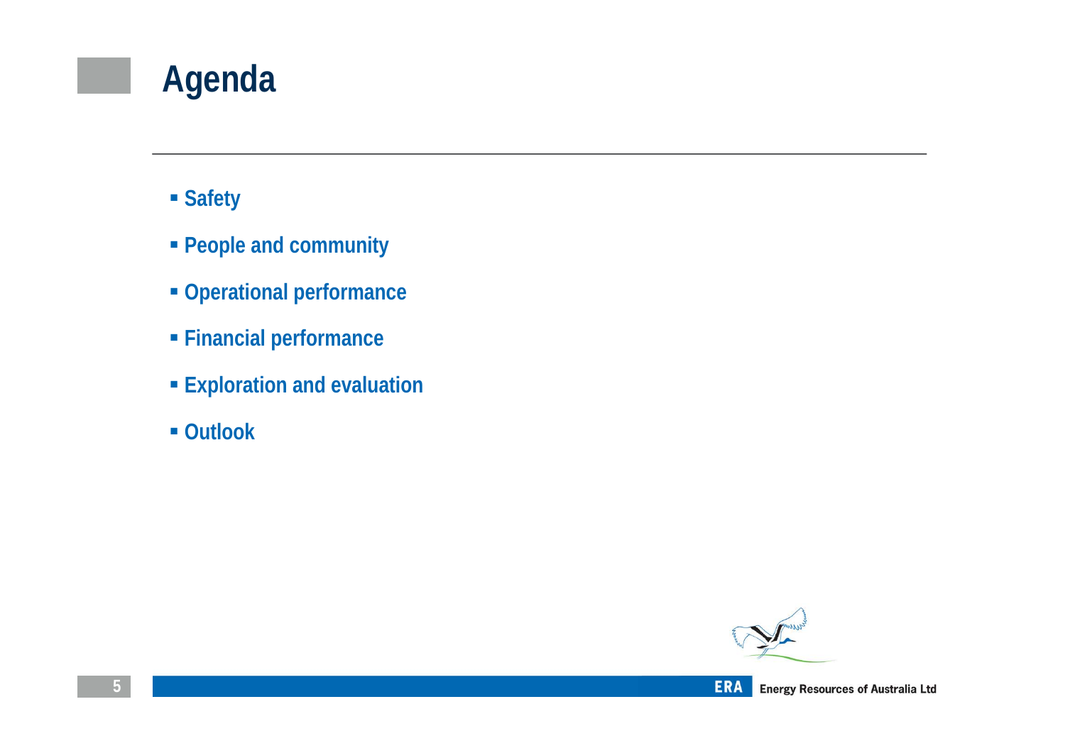# Agenda

- Safety
- People and community
- Operational performance
- Financial performance
- Exploration and evaluation
- Outlook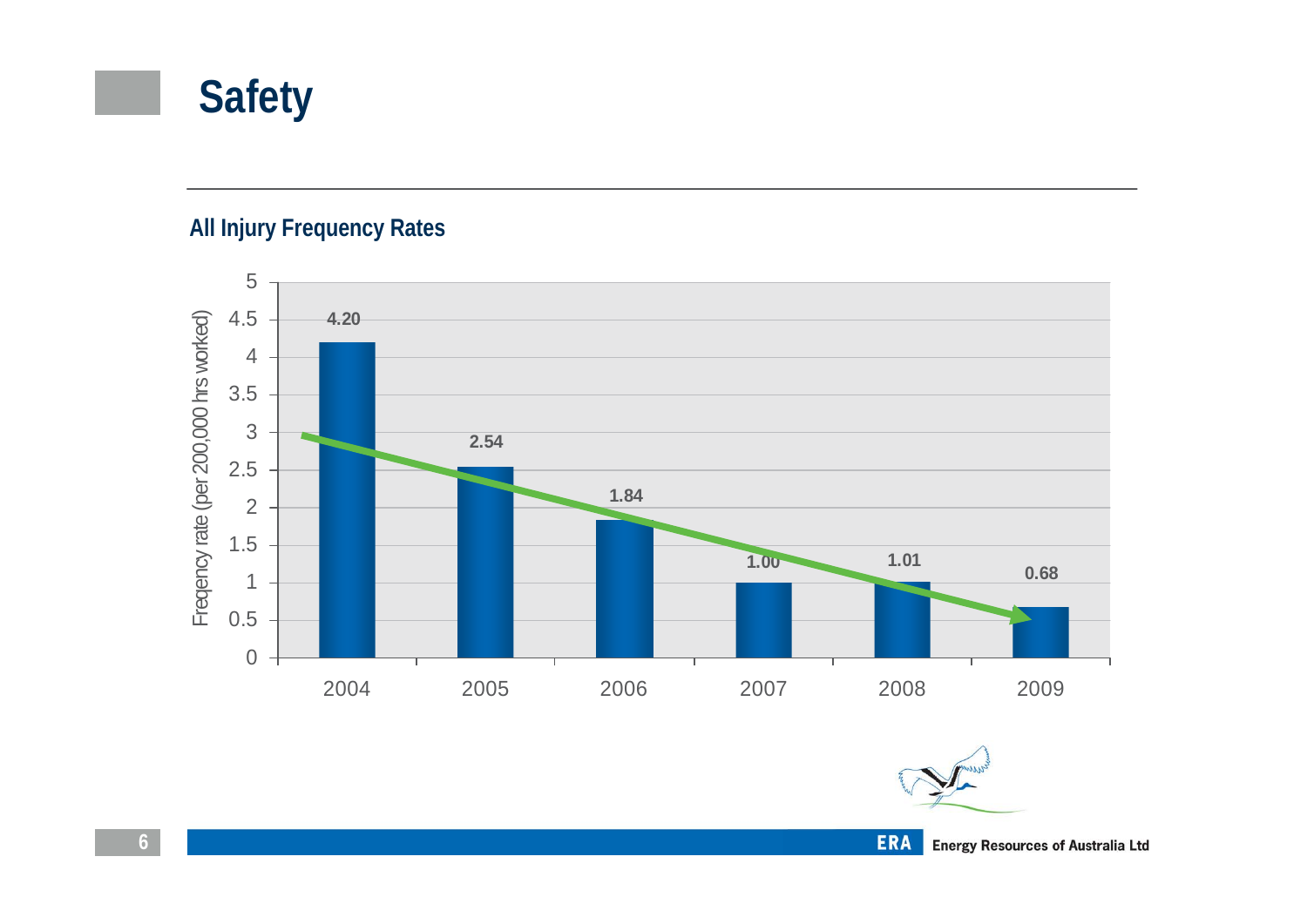# Safety

## All Injury Frequency Rates

| Year | Freqency rate (per 200,000 hrs worked) |
|---|---|
| 2004 | 4.20 |
| 2005 | 2.54 |
| 2006 | 1.84 |
| 2007 | 1.00 |
| 2008 | 1.01 |
| 2009 | 0.68 |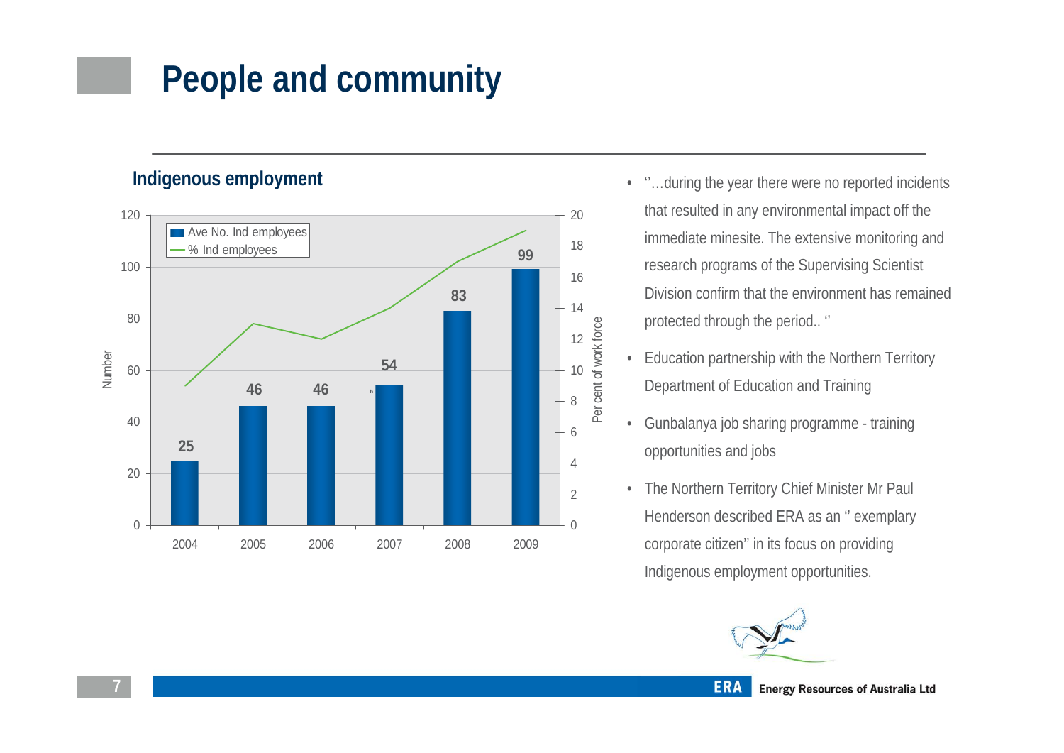# People and community

## Indigenous employment

| Year | Ave No. Ind employees | % Ind employees |
|---|---|---|
| 2004 | 25 | |
| 2005 | 46 | |
| 2006 | 46 | |
| 2007 | 54 | |
| 2008 | 83 | |
| 2009 | 99 | |

- ''…during the year there were no reported incidents that resulted in any environmental impact off the immediate minesite. The extensive monitoring and research programs of the Supervising Scientist Division confirm that the environment has remained protected through the period.. ''
- Education partnership with the Northern Territory Department of Education and Training
- Gunbalanya job sharing programme - training opportunities and jobs
- The Northern Territory Chief Minister Mr Paul Henderson described ERA as an '' exemplary corporate citizen'' in its focus on providing Indigenous employment opportunities.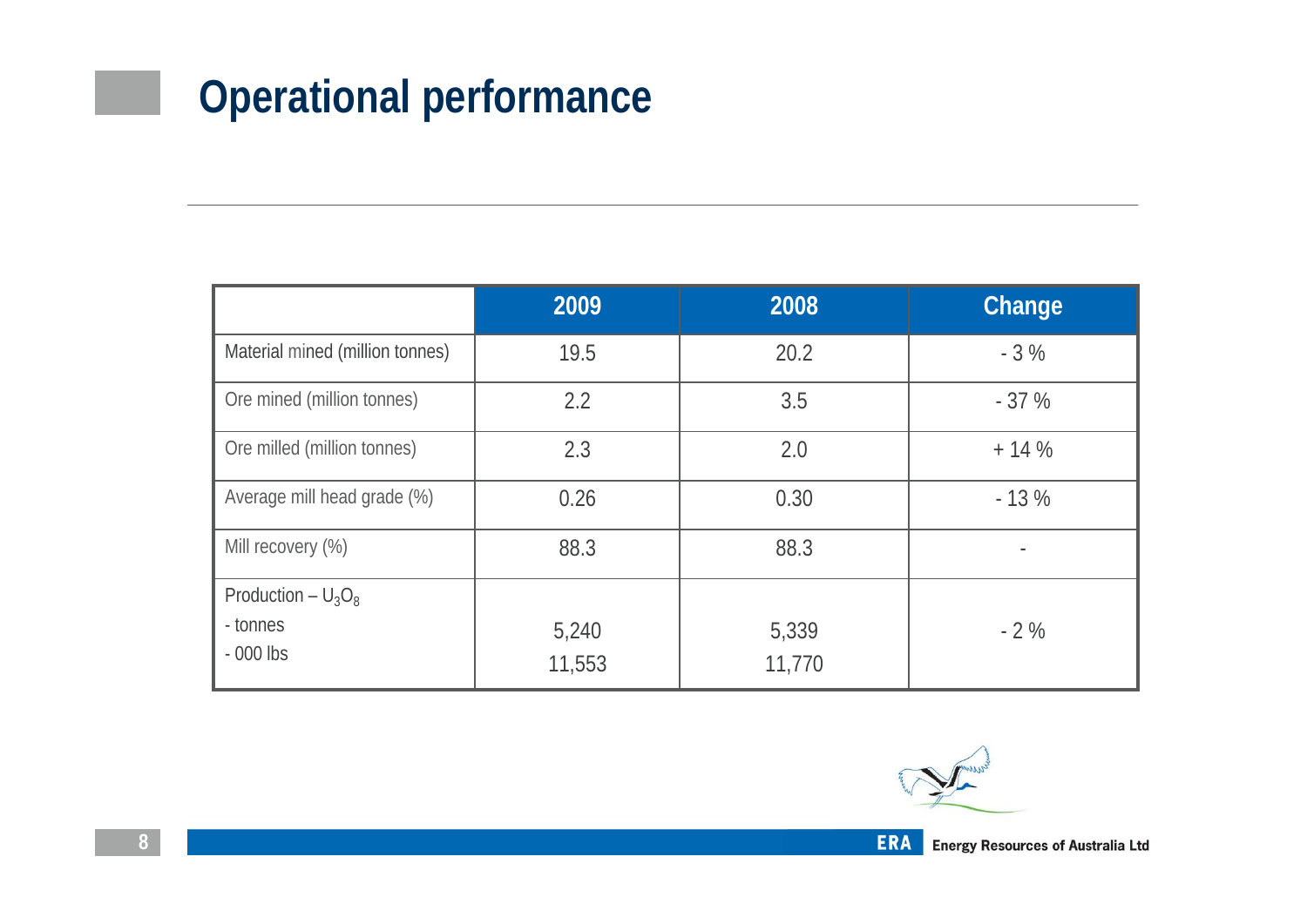# Operational performance

| | 2009 | 2008 | Change |
|---|---|---|---|
| Material mined (million tonnes) | 19.5 | 20.2 | - 3 % |
| Ore mined (million tonnes) | 2.2 | 3.5 | - 37 % |
| Ore milled (million tonnes) | 2.3 | 2.0 | + 14 % |
| Average mill head grade (%) | 0.26 | 0.30 | - 13 % |
| Mill recovery (%) | 88.3 | 88.3 | - |
| Production – $U_3O_8$<br>- tonnes<br>- 000 lbs | 5,240<br>11,553 | 5,339<br>11,770 | - 2 % |

ERA Energy Resources of Australia Ltd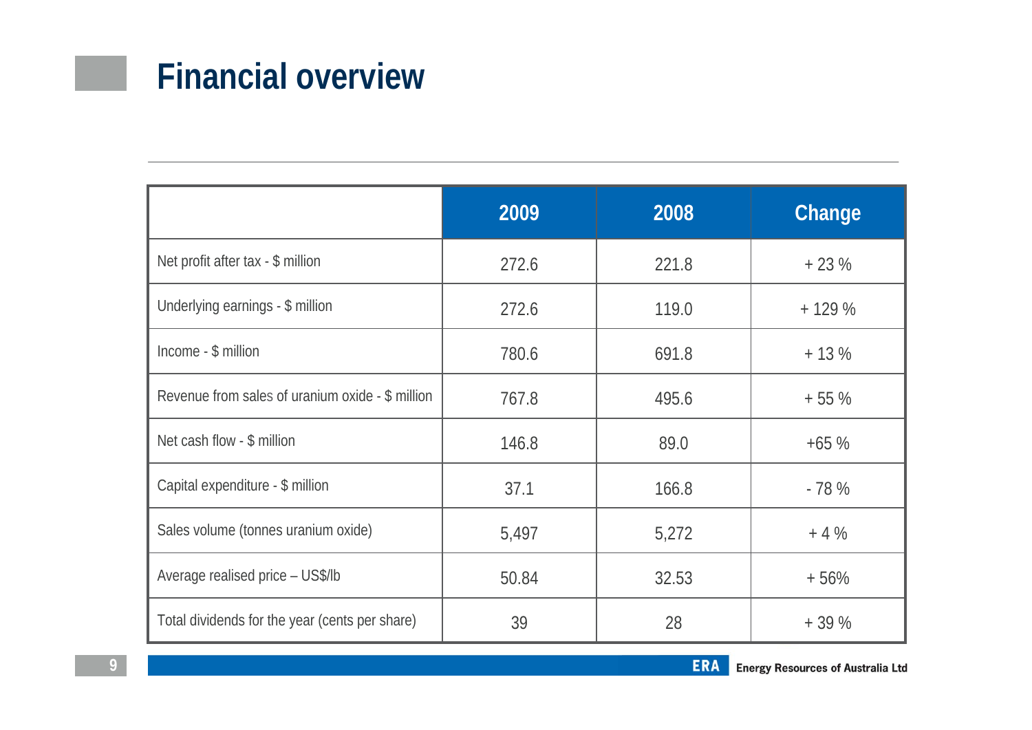# Financial overview

| | 2009 | 2008 | Change |
|---|---|---|---|
| Net profit after tax - $ million | 272.6 | 221.8 | + 23 % |
| Underlying earnings - $ million | 272.6 | 119.0 | + 129 % |
| Income - $ million | 780.6 | 691.8 | + 13 % |
| Revenue from sales of uranium oxide - $ million | 767.8 | 495.6 | + 55 % |
| Net cash flow - $ million | 146.8 | 89.0 | +65 % |
| Capital expenditure - $ million | 37.1 | 166.8 | - 78 % |
| Sales volume (tonnes uranium oxide) | 5,497 | 5,272 | + 4 % |
| Average realised price – US$/lb | 50.84 | 32.53 | + 56% |
| Total dividends for the year (cents per share) | 39 | 28 | + 39 % |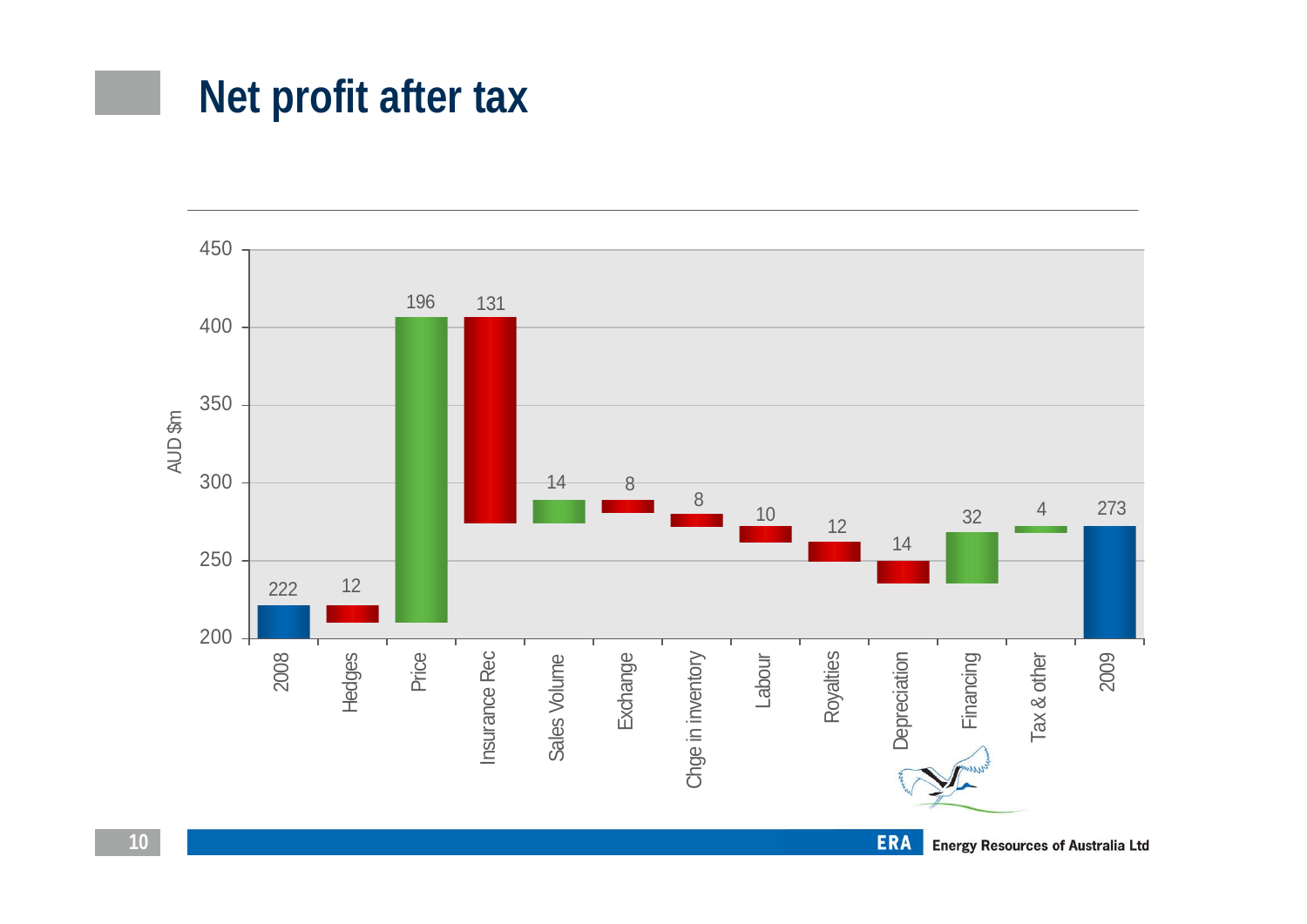# Net profit after tax

| Item | AUD $m |
|---|---|
| 2008 | 222 |
| Hedges | 12 |
| Price | 196 |
| Insurance Rec | 131 |
| Sales Volume | 14 |
| Exchange | 8 |
| Chge in inventory | 8 |
| Labour | 10 |
| Royalties | 12 |
| Depreciation | 14 |
| Financing | 32 |
| Tax & other | 4 |
| 2009 | 273 |

ERA Energy Resources of Australia Ltd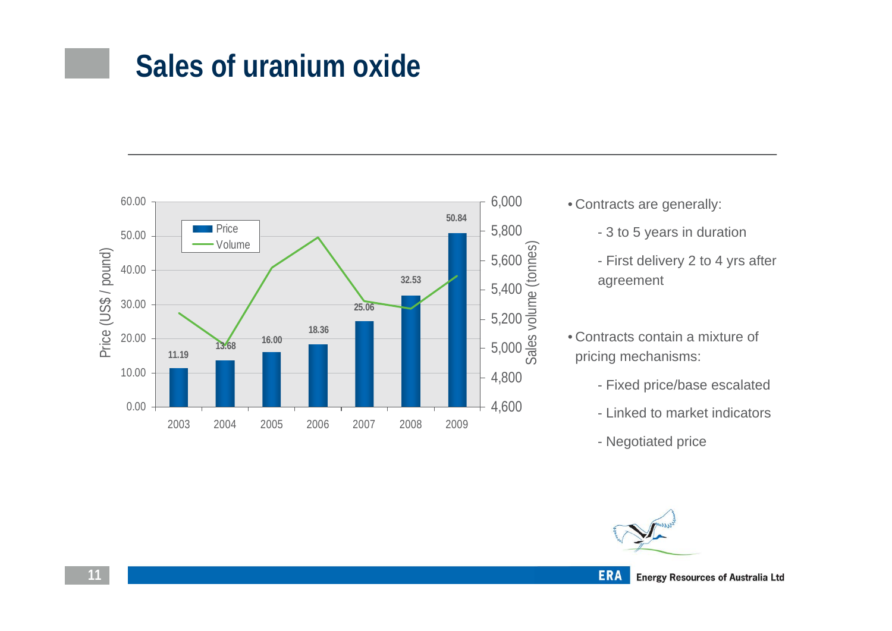# Sales of uranium oxide

| Year | Price (US$ / pound) |
|---|---|
| 2003 | 11.19 |
| 2004 | 13.68 |
| 2005 | 16.00 |
| 2006 | 18.36 |
| 2007 | 25.06 |
| 2008 | 32.53 |
| 2009 | 50.84 |

- Contracts are generally:
  - 3 to 5 years in duration
  - First delivery 2 to 4 yrs after agreement
- Contracts contain a mixture of pricing mechanisms:
  - Fixed price/base escalated
  - Linked to market indicators
  - Negotiated price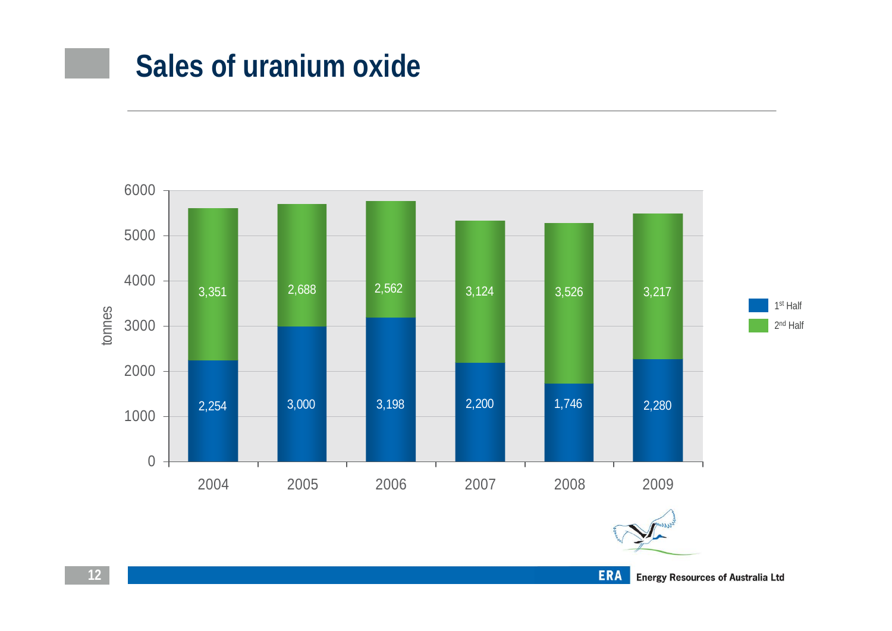# Sales of uranium oxide

| Year | 1st Half (tonnes) | 2nd Half (tonnes) |
|---|---|---|
| 2004 | 2,254 | 3,351 |
| 2005 | 3,000 | 2,688 |
| 2006 | 3,198 | 2,562 |
| 2007 | 2,200 | 3,124 |
| 2008 | 1,746 | 3,526 |
| 2009 | 2,280 | 3,217 |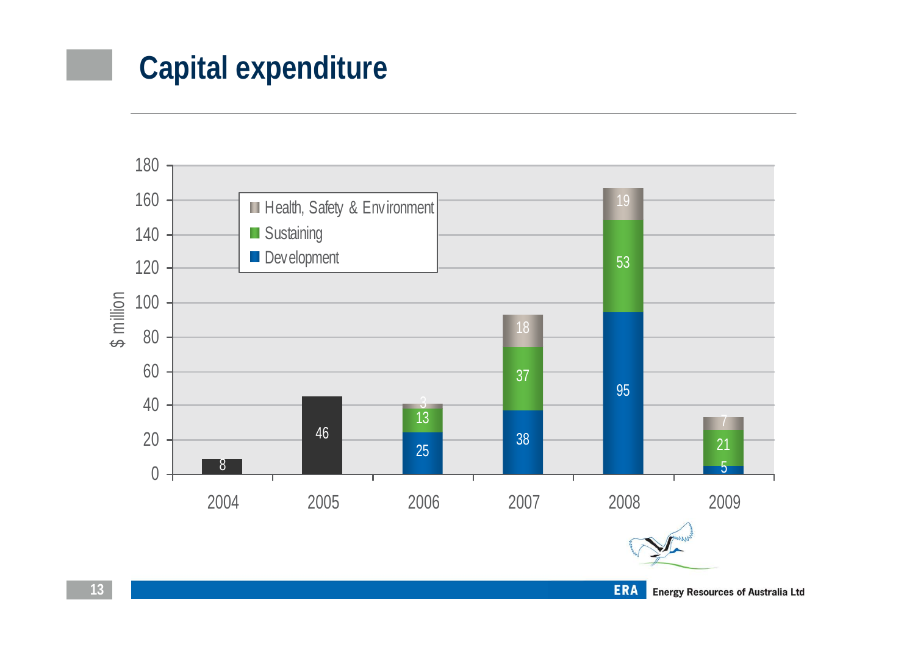# Capital expenditure

| Year | Development | Sustaining | Health, Safety & Environment |
|---|---|---|---|
| 2004 | 8 | | |
| 2005 | 46 | | |
| 2006 | 25 | 13 | 3 |
| 2007 | 38 | 37 | 18 |
| 2008 | 95 | 53 | 19 |
| 2009 | 5 | 21 | 7 |

$ million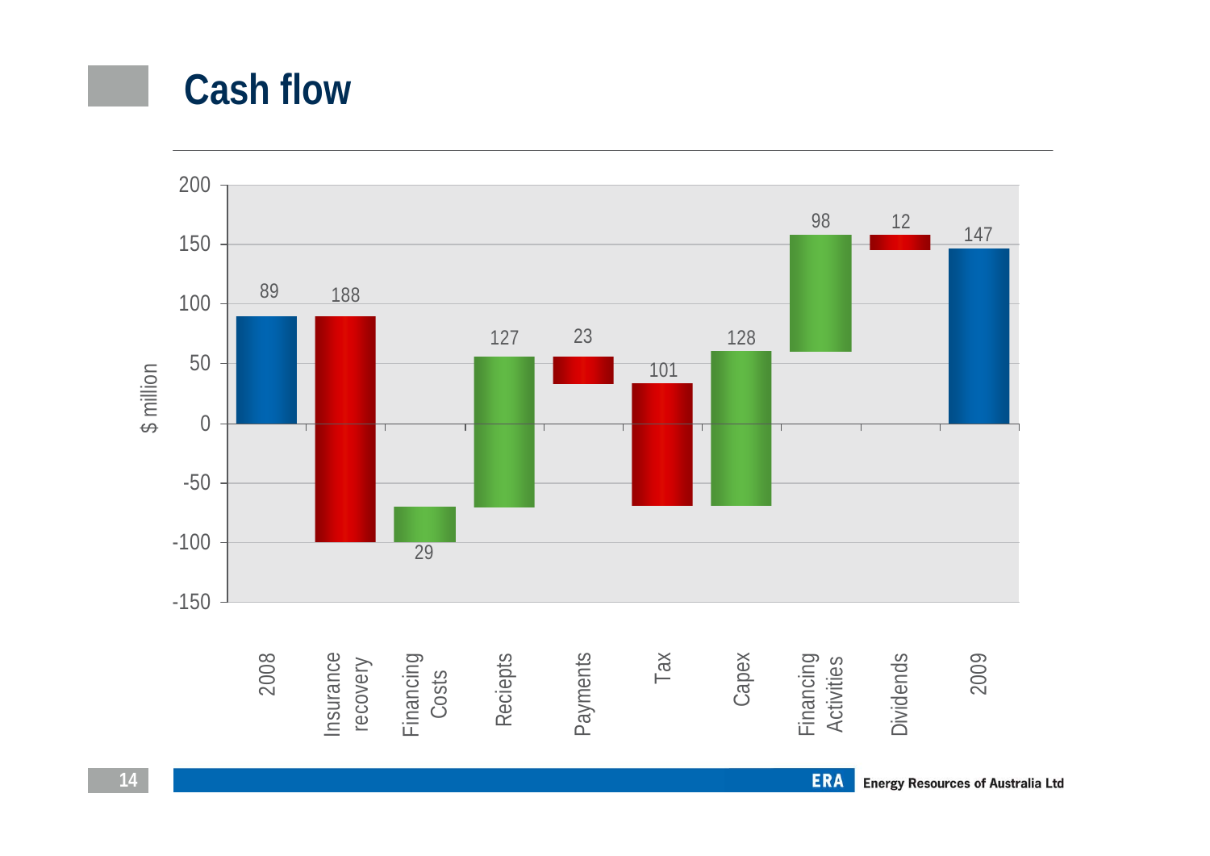# Cash flow

| | $ million |
|---|---|
| 2008 | 89 |
| Insurance recovery | 188 |
| Financing Costs | 29 |
| Reciepts | 127 |
| Payments | 23 |
| Tax | 101 |
| Capex | 128 |
| Financing Activities | 98 |
| Dividends | 12 |
| 2009 | 147 |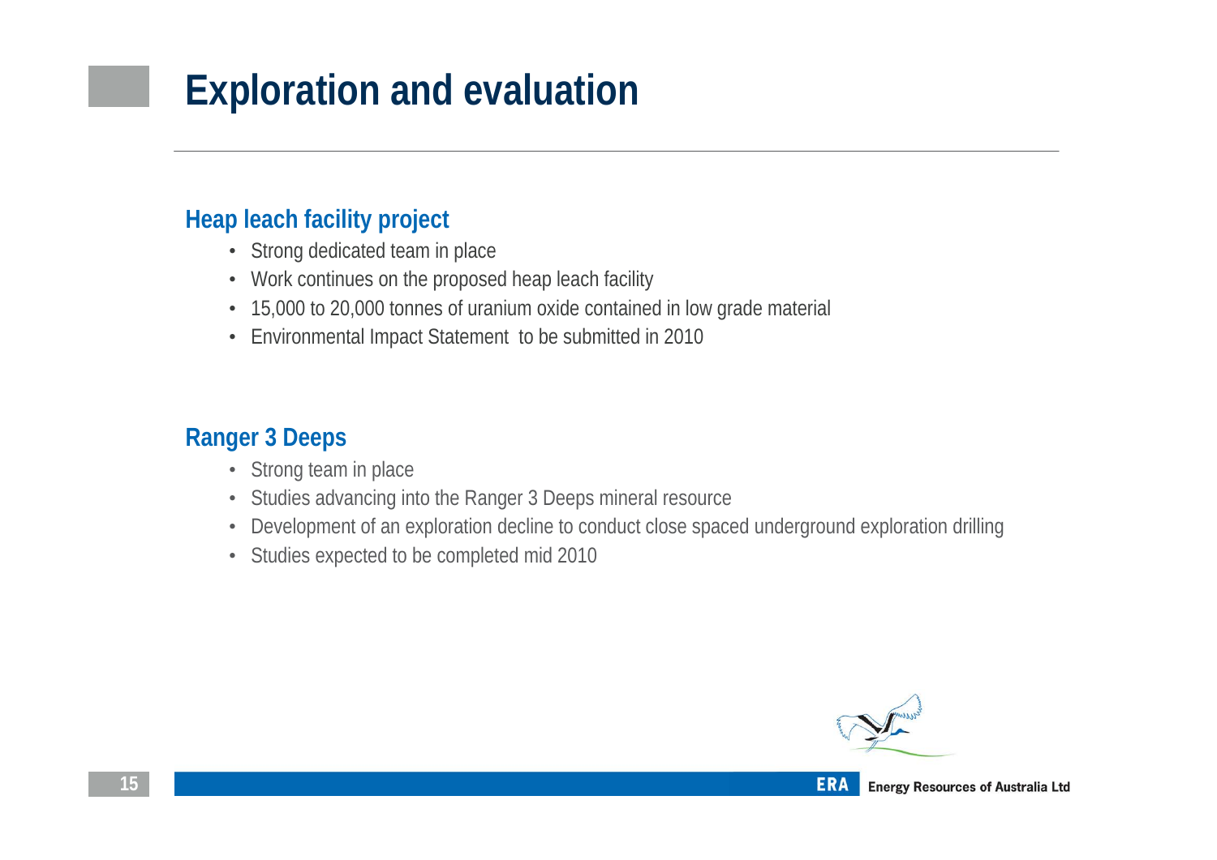# Exploration and evaluation

## Heap leach facility project

- Strong dedicated team in place
- Work continues on the proposed heap leach facility
- 15,000 to 20,000 tonnes of uranium oxide contained in low grade material
- Environmental Impact Statement to be submitted in 2010

## Ranger 3 Deeps

- Strong team in place
- Studies advancing into the Ranger 3 Deeps mineral resource
- Development of an exploration decline to conduct close spaced underground exploration drilling
- Studies expected to be completed mid 2010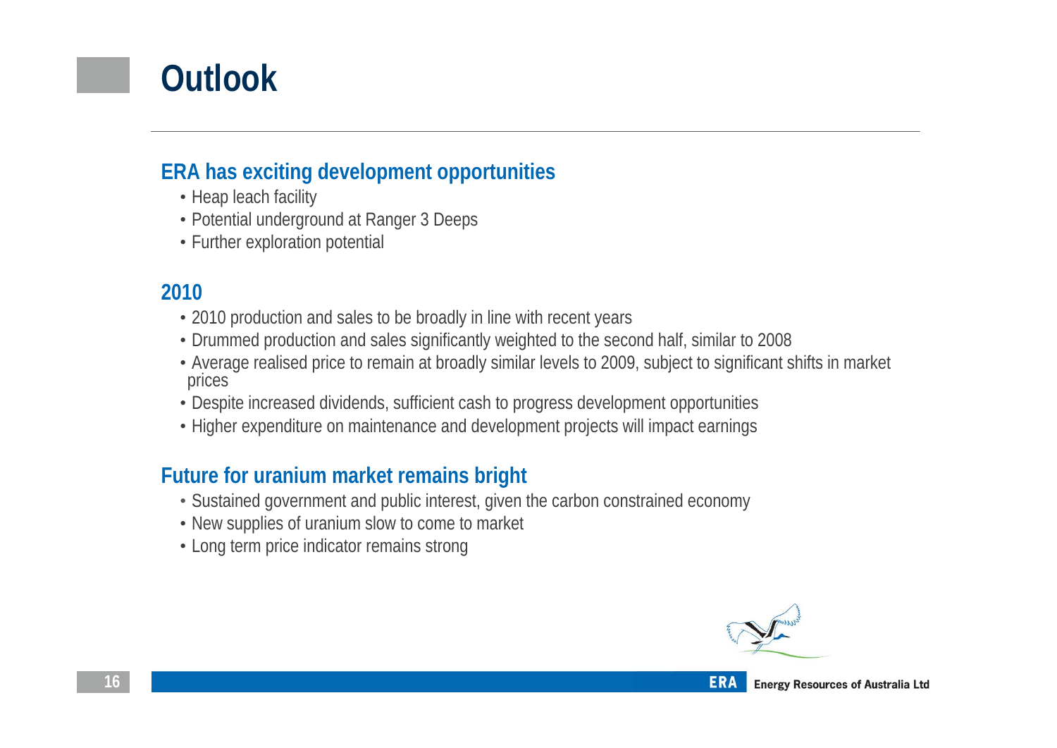# Outlook

## ERA has exciting development opportunities

- Heap leach facility
- Potential underground at Ranger 3 Deeps
- Further exploration potential

## 2010

- 2010 production and sales to be broadly in line with recent years
- Drummed production and sales significantly weighted to the second half, similar to 2008
- Average realised price to remain at broadly similar levels to 2009, subject to significant shifts in market prices
- Despite increased dividends, sufficient cash to progress development opportunities
- Higher expenditure on maintenance and development projects will impact earnings

## Future for uranium market remains bright

- Sustained government and public interest, given the carbon constrained economy
- New supplies of uranium slow to come to market
- Long term price indicator remains strong